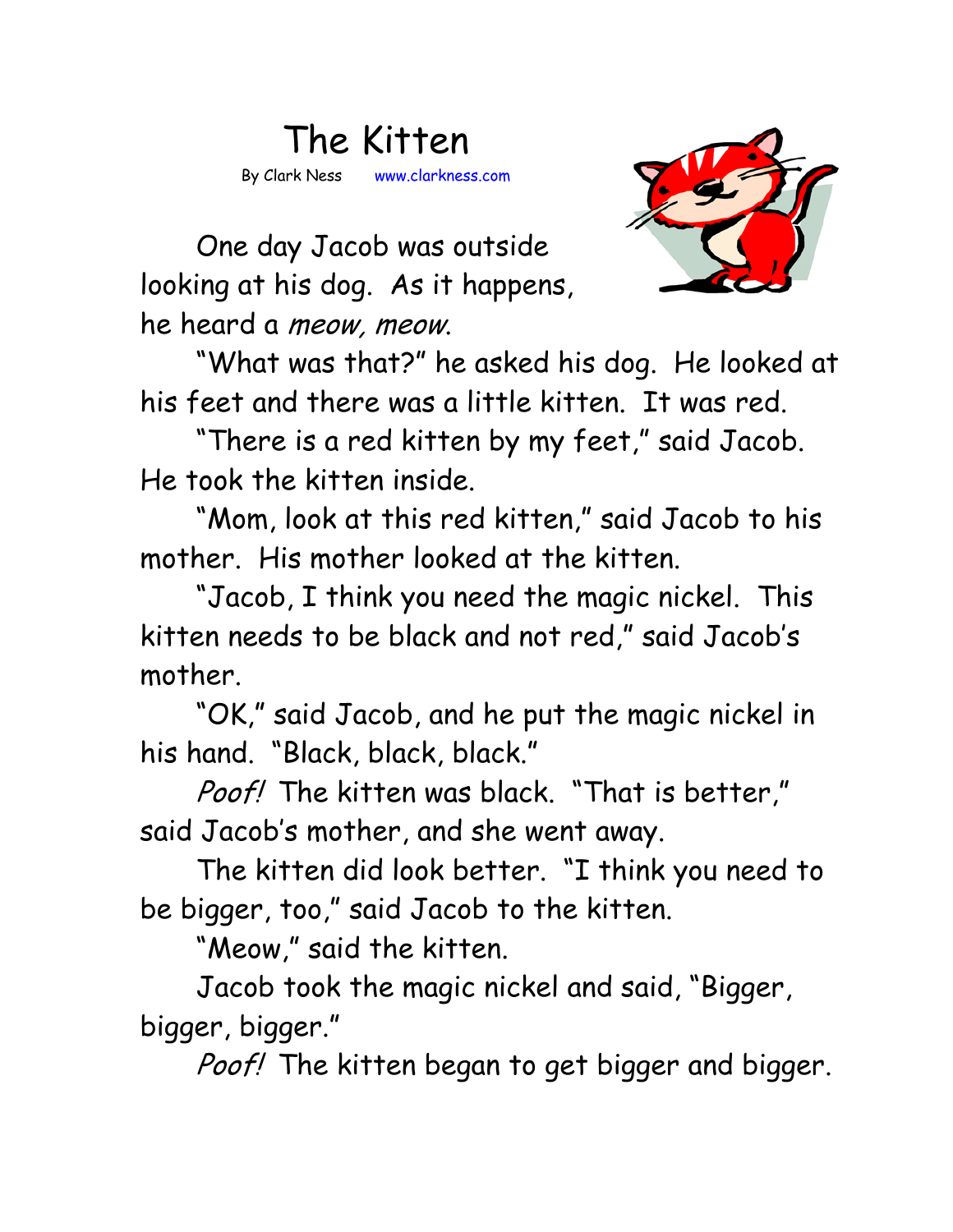# The Kitten

By Clark Ness www.clarkness.com

One day Jacob was outside looking at his dog. As it happens, he heard a *meow, meow*.

"What was that?" he asked his dog. He looked at his feet and there was a little kitten. It was red.

"There is a red kitten by my feet," said Jacob. He took the kitten inside.

"Mom, look at this red kitten," said Jacob to his mother. His mother looked at the kitten.

"Jacob, I think you need the magic nickel. This kitten needs to be black and not red," said Jacob's mother.

"OK," said Jacob, and he put the magic nickel in his hand. "Black, black, black."

*Poof!* The kitten was black. "That is better," said Jacob's mother, and she went away.

The kitten did look better. "I think you need to be bigger, too," said Jacob to the kitten.

"Meow," said the kitten.

Jacob took the magic nickel and said, "Bigger, bigger, bigger."

*Poof!* The kitten began to get bigger and bigger.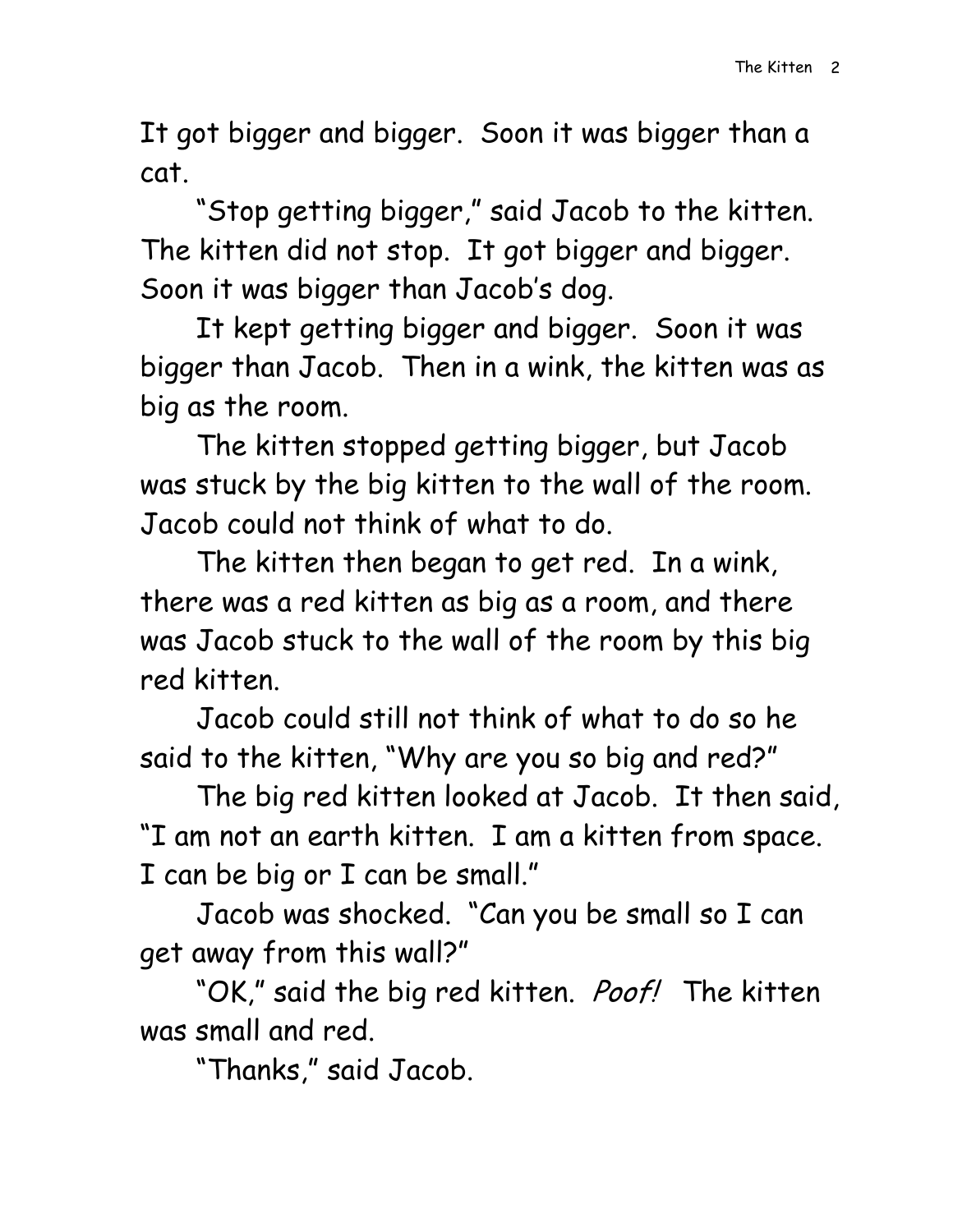It got bigger and bigger. Soon it was bigger than a cat.

"Stop getting bigger," said Jacob to the kitten. The kitten did not stop. It got bigger and bigger. Soon it was bigger than Jacob's dog.

It kept getting bigger and bigger. Soon it was bigger than Jacob. Then in a wink, the kitten was as big as the room.

The kitten stopped getting bigger, but Jacob was stuck by the big kitten to the wall of the room. Jacob could not think of what to do.

The kitten then began to get red. In a wink, there was a red kitten as big as a room, and there was Jacob stuck to the wall of the room by this big red kitten.

Jacob could still not think of what to do so he said to the kitten, "Why are you so big and red?"

The big red kitten looked at Jacob. It then said, "I am not an earth kitten. I am a kitten from space. I can be big or I can be small."

Jacob was shocked. "Can you be small so I can get away from this wall?"

"OK," said the big red kitten. *Poof!* The kitten was small and red.

"Thanks," said Jacob.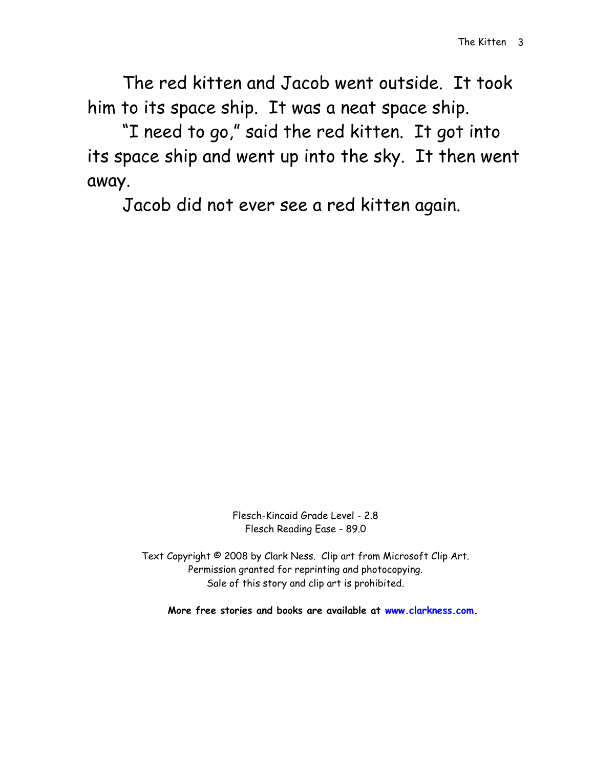The red kitten and Jacob went outside. It took him to its space ship. It was a neat space ship.

"I need to go," said the red kitten. It got into its space ship and went up into the sky. It then went away.

Jacob did not ever see a red kitten again.

Flesch-Kincaid Grade Level - 2.8
Flesch Reading Ease - 89.0

Text Copyright © 2008 by Clark Ness. Clip art from Microsoft Clip Art.
Permission granted for reprinting and photocopying.
Sale of this story and clip art is prohibited.

**More free stories and books are available at www.clarkness.com.**